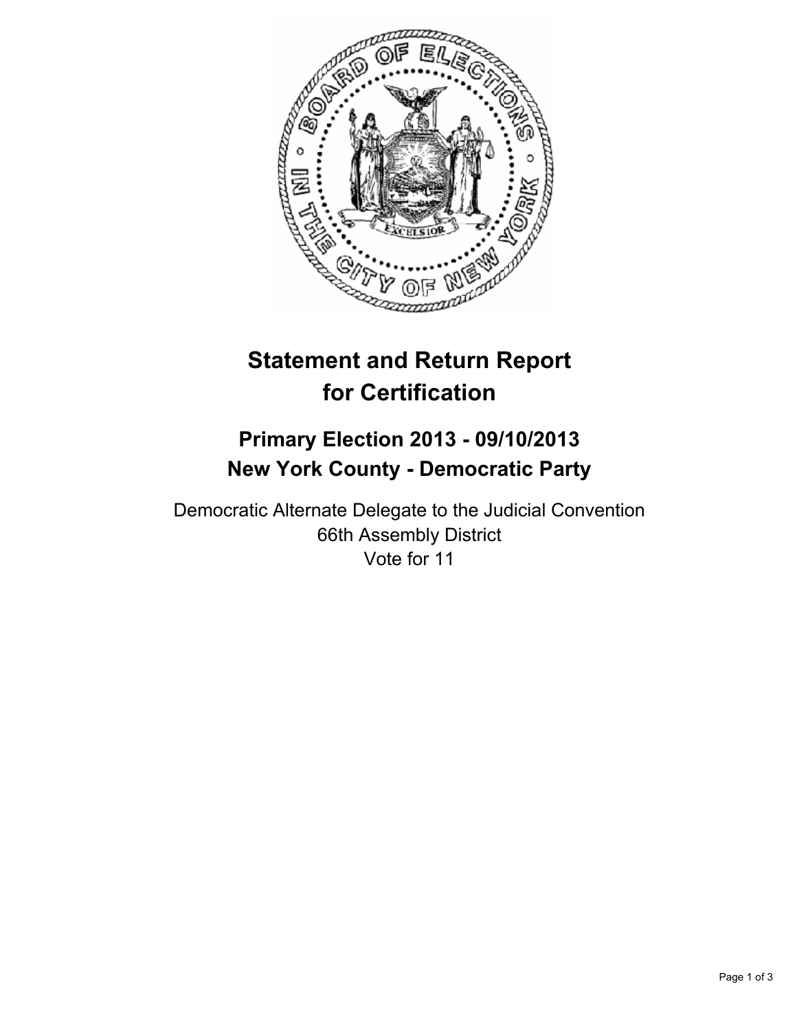# Statement and Return Report for Certification

## Primary Election 2013 - 09/10/2013
## New York County - Democratic Party

Democratic Alternate Delegate to the Judicial Convention
66th Assembly District
Vote for 11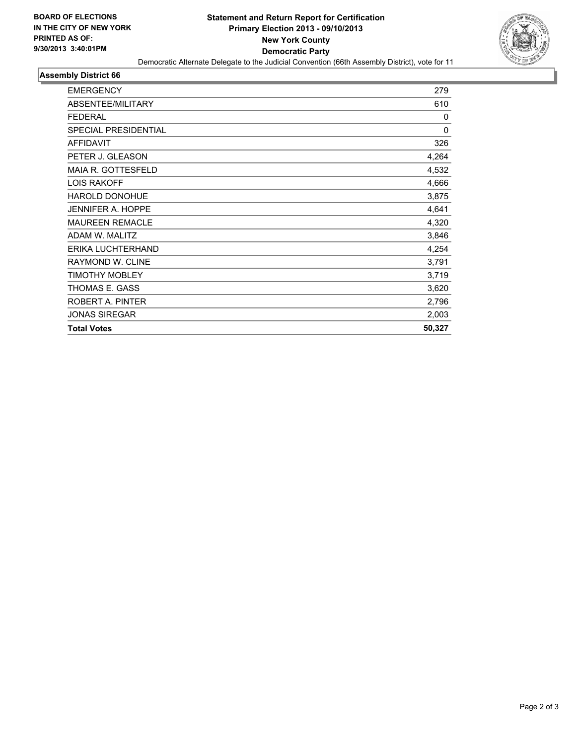**BOARD OF ELECTIONS IN THE CITY OF NEW YORK PRINTED AS OF: 9/30/2013 3:40:01PM**

# Statement and Return Report for Certification
## Primary Election 2013 - 09/10/2013
## New York County
## Democratic Party

Democratic Alternate Delegate to the Judicial Convention (66th Assembly District), vote for 11

### Assembly District 66

| | |
|---|---|
| EMERGENCY | 279 |
| ABSENTEE/MILITARY | 610 |
| FEDERAL | 0 |
| SPECIAL PRESIDENTIAL | 0 |
| AFFIDAVIT | 326 |
| PETER J. GLEASON | 4,264 |
| MAIA R. GOTTESFELD | 4,532 |
| LOIS RAKOFF | 4,666 |
| HAROLD DONOHUE | 3,875 |
| JENNIFER A. HOPPE | 4,641 |
| MAUREEN REMACLE | 4,320 |
| ADAM W. MALITZ | 3,846 |
| ERIKA LUCHTERHAND | 4,254 |
| RAYMOND W. CLINE | 3,791 |
| TIMOTHY MOBLEY | 3,719 |
| THOMAS E. GASS | 3,620 |
| ROBERT A. PINTER | 2,796 |
| JONAS SIREGAR | 2,003 |
| **Total Votes** | **50,327** |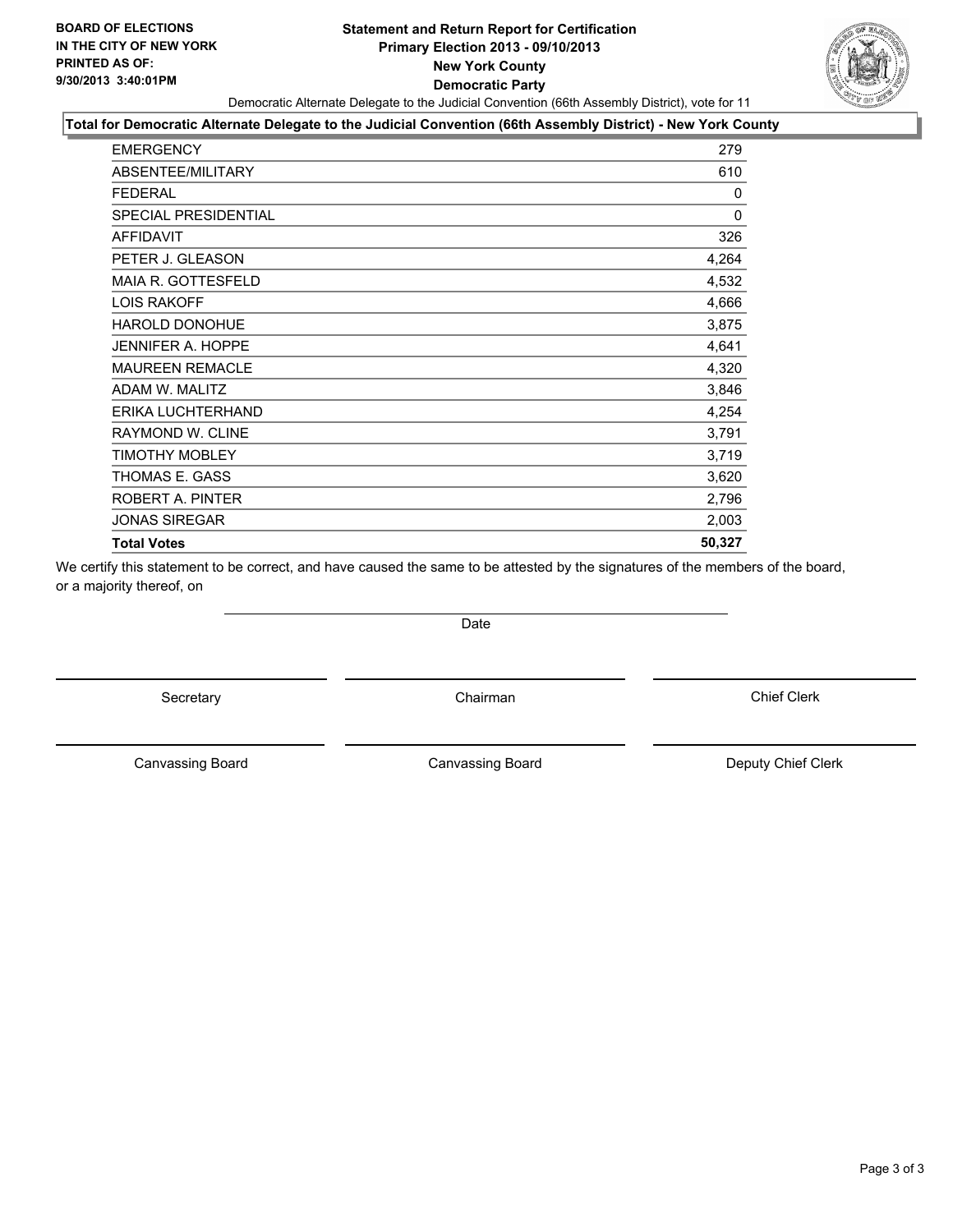**BOARD OF ELECTIONS IN THE CITY OF NEW YORK PRINTED AS OF: 9/30/2013 3:40:01PM**

**Statement and Return Report for Certification**
**Primary Election 2013 - 09/10/2013**
**New York County**
**Democratic Party**

Democratic Alternate Delegate to the Judicial Convention (66th Assembly District), vote for 11

**Total for Democratic Alternate Delegate to the Judicial Convention (66th Assembly District) - New York County**

| | |
|---|---|
| EMERGENCY | 279 |
| ABSENTEE/MILITARY | 610 |
| FEDERAL | 0 |
| SPECIAL PRESIDENTIAL | 0 |
| AFFIDAVIT | 326 |
| PETER J. GLEASON | 4,264 |
| MAIA R. GOTTESFELD | 4,532 |
| LOIS RAKOFF | 4,666 |
| HAROLD DONOHUE | 3,875 |
| JENNIFER A. HOPPE | 4,641 |
| MAUREEN REMACLE | 4,320 |
| ADAM W. MALITZ | 3,846 |
| ERIKA LUCHTERHAND | 4,254 |
| RAYMOND W. CLINE | 3,791 |
| TIMOTHY MOBLEY | 3,719 |
| THOMAS E. GASS | 3,620 |
| ROBERT A. PINTER | 2,796 |
| JONAS SIREGAR | 2,003 |
| **Total Votes** | **50,327** |

We certify this statement to be correct, and have caused the same to be attested by the signatures of the members of the board, or a majority thereof, on

Date

Secretary

Chairman

Chief Clerk

Canvassing Board

Canvassing Board

Deputy Chief Clerk